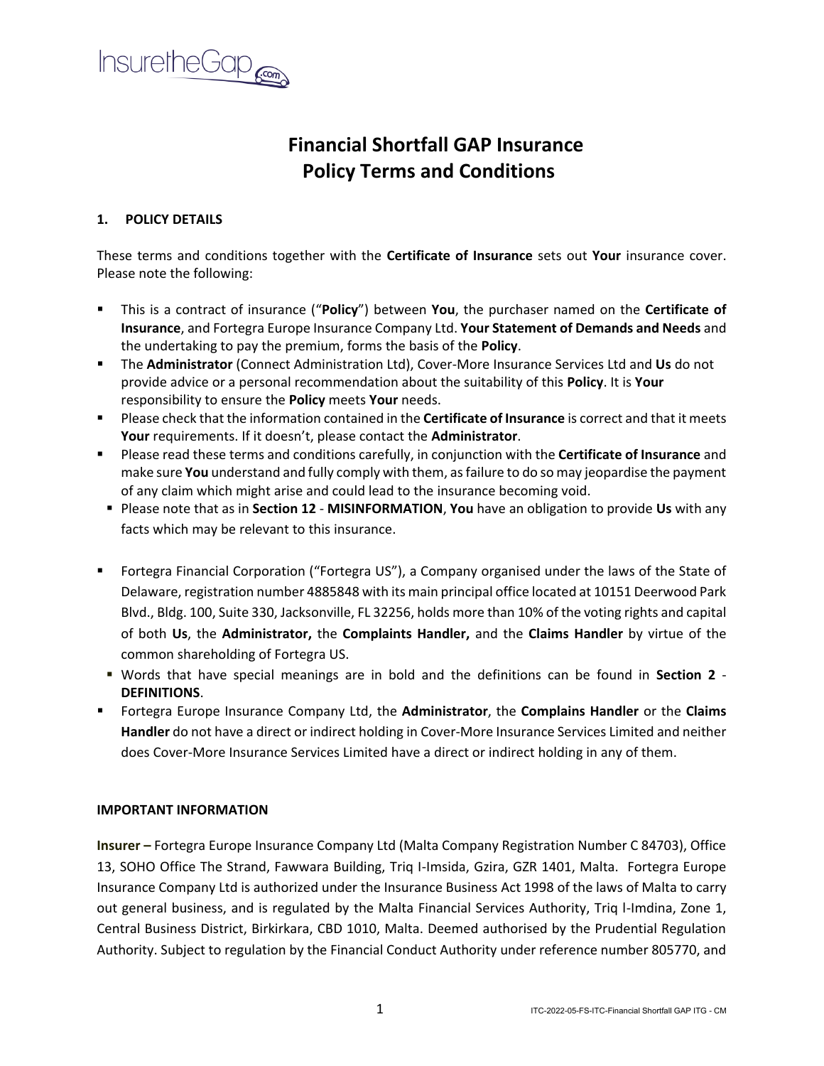# Financial Shortfall GAP Insurance
# Policy Terms and Conditions

## 1. POLICY DETAILS

These terms and conditions together with the **Certificate of Insurance** sets out **Your** insurance cover. Please note the following:

- This is a contract of insurance ("**Policy**") between **You**, the purchaser named on the **Certificate of Insurance**, and Fortegra Europe Insurance Company Ltd. **Your Statement of Demands and Needs** and the undertaking to pay the premium, forms the basis of the **Policy**.
- The **Administrator** (Connect Administration Ltd), Cover-More Insurance Services Ltd and **Us** do not provide advice or a personal recommendation about the suitability of this **Policy**. It is **Your** responsibility to ensure the **Policy** meets **Your** needs.
- Please check that the information contained in the **Certificate of Insurance** is correct and that it meets **Your** requirements. If it doesn't, please contact the **Administrator**.
- Please read these terms and conditions carefully, in conjunction with the **Certificate of Insurance** and make sure **You** understand and fully comply with them, as failure to do so may jeopardise the payment of any claim which might arise and could lead to the insurance becoming void.
- Please note that as in **Section 12** - **MISINFORMATION**, **You** have an obligation to provide **Us** with any facts which may be relevant to this insurance.
- Fortegra Financial Corporation ("Fortegra US"), a Company organised under the laws of the State of Delaware, registration number 4885848 with its main principal office located at 10151 Deerwood Park Blvd., Bldg. 100, Suite 330, Jacksonville, FL 32256, holds more than 10% of the voting rights and capital of both **Us**, the **Administrator,** the **Complaints Handler,** and the **Claims Handler** by virtue of the common shareholding of Fortegra US.
- Words that have special meanings are in bold and the definitions can be found in **Section 2** - **DEFINITIONS**.
- Fortegra Europe Insurance Company Ltd, the **Administrator**, the **Complains Handler** or the **Claims Handler** do not have a direct or indirect holding in Cover-More Insurance Services Limited and neither does Cover-More Insurance Services Limited have a direct or indirect holding in any of them.

**IMPORTANT INFORMATION**

**Insurer –** Fortegra Europe Insurance Company Ltd (Malta Company Registration Number C 84703), Office 13, SOHO Office The Strand, Fawwara Building, Triq I-Imsida, Gzira, GZR 1401, Malta. Fortegra Europe Insurance Company Ltd is authorized under the Insurance Business Act 1998 of the laws of Malta to carry out general business, and is regulated by the Malta Financial Services Authority, Triq l-Imdina, Zone 1, Central Business District, Birkirkara, CBD 1010, Malta. Deemed authorised by the Prudential Regulation Authority. Subject to regulation by the Financial Conduct Authority under reference number 805770, and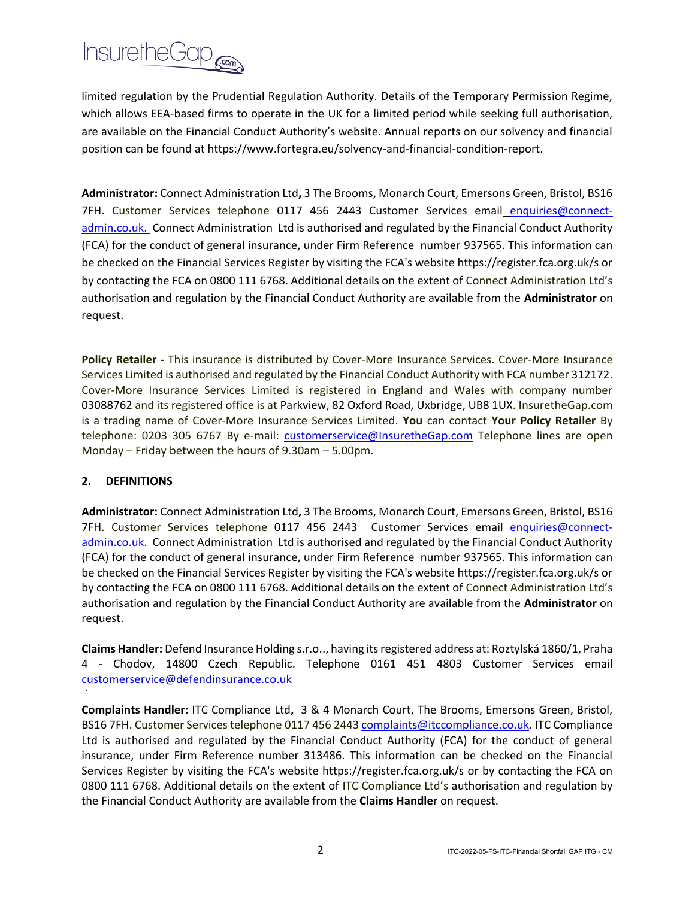limited regulation by the Prudential Regulation Authority. Details of the Temporary Permission Regime, which allows EEA-based firms to operate in the UK for a limited period while seeking full authorisation, are available on the Financial Conduct Authority's website. Annual reports on our solvency and financial position can be found at https://www.fortegra.eu/solvency-and-financial-condition-report.

**Administrator:** Connect Administration Ltd**,** 3 The Brooms, Monarch Court, Emersons Green, Bristol, BS16 7FH. Customer Services telephone 0117 456 2443 Customer Services email enquiries@connect-admin.co.uk. Connect Administration Ltd is authorised and regulated by the Financial Conduct Authority (FCA) for the conduct of general insurance, under Firm Reference number 937565. This information can be checked on the Financial Services Register by visiting the FCA's website https://register.fca.org.uk/s or by contacting the FCA on 0800 111 6768. Additional details on the extent of Connect Administration Ltd's authorisation and regulation by the Financial Conduct Authority are available from the **Administrator** on request.

**Policy Retailer -** This insurance is distributed by Cover-More Insurance Services. Cover-More Insurance Services Limited is authorised and regulated by the Financial Conduct Authority with FCA number 312172. Cover-More Insurance Services Limited is registered in England and Wales with company number 03088762 and its registered office is at Parkview, 82 Oxford Road, Uxbridge, UB8 1UX. InsuretheGap.com is a trading name of Cover-More Insurance Services Limited. **You** can contact **Your Policy Retailer** By telephone: 0203 305 6767 By e-mail: customerservice@InsuretheGap.com Telephone lines are open Monday – Friday between the hours of 9.30am – 5.00pm.

## 2. DEFINITIONS

**Administrator:** Connect Administration Ltd**,** 3 The Brooms, Monarch Court, Emersons Green, Bristol, BS16 7FH. Customer Services telephone 0117 456 2443 Customer Services email enquiries@connect-admin.co.uk. Connect Administration Ltd is authorised and regulated by the Financial Conduct Authority (FCA) for the conduct of general insurance, under Firm Reference number 937565. This information can be checked on the Financial Services Register by visiting the FCA's website https://register.fca.org.uk/s or by contacting the FCA on 0800 111 6768. Additional details on the extent of Connect Administration Ltd's authorisation and regulation by the Financial Conduct Authority are available from the **Administrator** on request.

**Claims Handler:** Defend Insurance Holding s.r.o.., having its registered address at: Roztylská 1860/1, Praha 4 - Chodov, 14800 Czech Republic. Telephone 0161 451 4803 Customer Services email customerservice@defendinsurance.co.uk

**Complaints Handler:** ITC Compliance Ltd**,** 3 & 4 Monarch Court, The Brooms, Emersons Green, Bristol, BS16 7FH. Customer Services telephone 0117 456 2443 complaints@itccompliance.co.uk. ITC Compliance Ltd is authorised and regulated by the Financial Conduct Authority (FCA) for the conduct of general insurance, under Firm Reference number 313486. This information can be checked on the Financial Services Register by visiting the FCA's website https://register.fca.org.uk/s or by contacting the FCA on 0800 111 6768. Additional details on the extent of ITC Compliance Ltd's authorisation and regulation by the Financial Conduct Authority are available from the **Claims Handler** on request.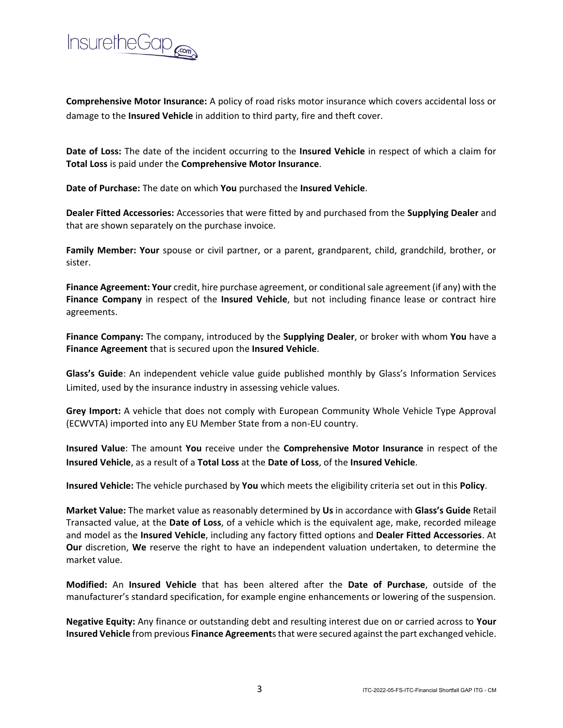**Comprehensive Motor Insurance:** A policy of road risks motor insurance which covers accidental loss or damage to the **Insured Vehicle** in addition to third party, fire and theft cover.

**Date of Loss:** The date of the incident occurring to the **Insured Vehicle** in respect of which a claim for **Total Loss** is paid under the **Comprehensive Motor Insurance**.

**Date of Purchase:** The date on which **You** purchased the **Insured Vehicle**.

**Dealer Fitted Accessories:** Accessories that were fitted by and purchased from the **Supplying Dealer** and that are shown separately on the purchase invoice.

**Family Member: Your** spouse or civil partner, or a parent, grandparent, child, grandchild, brother, or sister.

**Finance Agreement: Your** credit, hire purchase agreement, or conditional sale agreement (if any) with the **Finance Company** in respect of the **Insured Vehicle**, but not including finance lease or contract hire agreements.

**Finance Company:** The company, introduced by the **Supplying Dealer**, or broker with whom **You** have a **Finance Agreement** that is secured upon the **Insured Vehicle**.

**Glass's Guide**: An independent vehicle value guide published monthly by Glass's Information Services Limited, used by the insurance industry in assessing vehicle values.

**Grey Import:** A vehicle that does not comply with European Community Whole Vehicle Type Approval (ECWVTA) imported into any EU Member State from a non-EU country.

**Insured Value**: The amount **You** receive under the **Comprehensive Motor Insurance** in respect of the **Insured Vehicle**, as a result of a **Total Loss** at the **Date of Loss**, of the **Insured Vehicle**.

**Insured Vehicle:** The vehicle purchased by **You** which meets the eligibility criteria set out in this **Policy**.

**Market Value:** The market value as reasonably determined by **Us** in accordance with **Glass's Guide** Retail Transacted value, at the **Date of Loss**, of a vehicle which is the equivalent age, make, recorded mileage and model as the **Insured Vehicle**, including any factory fitted options and **Dealer Fitted Accessories**. At **Our** discretion, **We** reserve the right to have an independent valuation undertaken, to determine the market value.

**Modified:** An **Insured Vehicle** that has been altered after the **Date of Purchase**, outside of the manufacturer's standard specification, for example engine enhancements or lowering of the suspension.

**Negative Equity:** Any finance or outstanding debt and resulting interest due on or carried across to **Your Insured Vehicle** from previous **Finance Agreement**s that were secured against the part exchanged vehicle.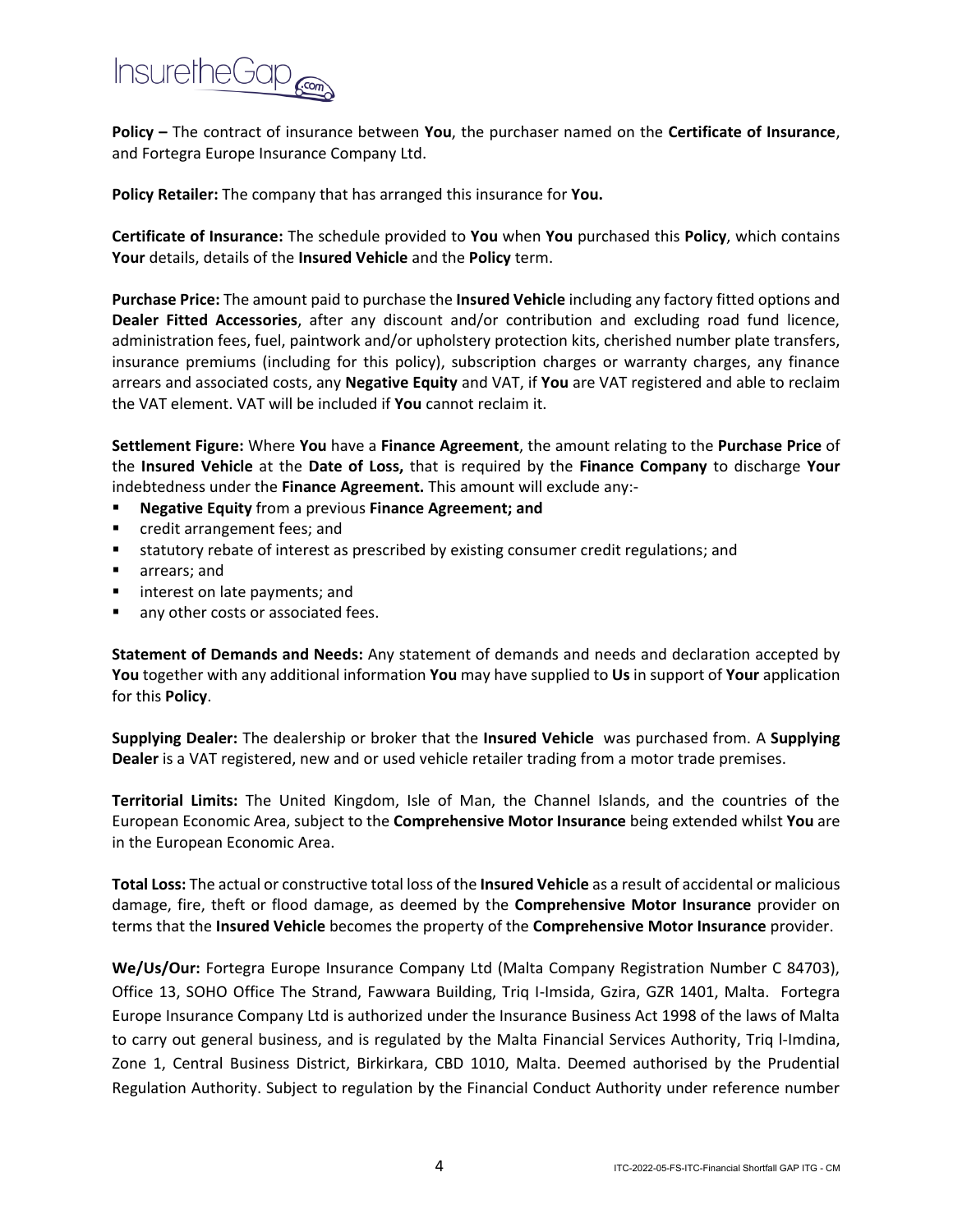**Policy –** The contract of insurance between **You**, the purchaser named on the **Certificate of Insurance**, and Fortegra Europe Insurance Company Ltd.

**Policy Retailer:** The company that has arranged this insurance for **You.**

**Certificate of Insurance:** The schedule provided to **You** when **You** purchased this **Policy**, which contains **Your** details, details of the **Insured Vehicle** and the **Policy** term.

**Purchase Price:** The amount paid to purchase the **Insured Vehicle** including any factory fitted options and **Dealer Fitted Accessories**, after any discount and/or contribution and excluding road fund licence, administration fees, fuel, paintwork and/or upholstery protection kits, cherished number plate transfers, insurance premiums (including for this policy), subscription charges or warranty charges, any finance arrears and associated costs, any **Negative Equity** and VAT, if **You** are VAT registered and able to reclaim the VAT element. VAT will be included if **You** cannot reclaim it.

**Settlement Figure:** Where **You** have a **Finance Agreement**, the amount relating to the **Purchase Price** of the **Insured Vehicle** at the **Date of Loss,** that is required by the **Finance Company** to discharge **Your** indebtedness under the **Finance Agreement.** This amount will exclude any:-

- **Negative Equity** from a previous **Finance Agreement; and**
- credit arrangement fees; and
- statutory rebate of interest as prescribed by existing consumer credit regulations; and
- arrears; and
- interest on late payments; and
- any other costs or associated fees.

**Statement of Demands and Needs:** Any statement of demands and needs and declaration accepted by **You** together with any additional information **You** may have supplied to **Us** in support of **Your** application for this **Policy**.

**Supplying Dealer:** The dealership or broker that the **Insured Vehicle** was purchased from. A **Supplying Dealer** is a VAT registered, new and or used vehicle retailer trading from a motor trade premises.

**Territorial Limits:** The United Kingdom, Isle of Man, the Channel Islands, and the countries of the European Economic Area, subject to the **Comprehensive Motor Insurance** being extended whilst **You** are in the European Economic Area.

**Total Loss:** The actual or constructive total loss of the **Insured Vehicle** as a result of accidental or malicious damage, fire, theft or flood damage, as deemed by the **Comprehensive Motor Insurance** provider on terms that the **Insured Vehicle** becomes the property of the **Comprehensive Motor Insurance** provider.

**We/Us/Our:** Fortegra Europe Insurance Company Ltd (Malta Company Registration Number C 84703), Office 13, SOHO Office The Strand, Fawwara Building, Triq I-Imsida, Gzira, GZR 1401, Malta. Fortegra Europe Insurance Company Ltd is authorized under the Insurance Business Act 1998 of the laws of Malta to carry out general business, and is regulated by the Malta Financial Services Authority, Triq l-Imdina, Zone 1, Central Business District, Birkirkara, CBD 1010, Malta. Deemed authorised by the Prudential Regulation Authority. Subject to regulation by the Financial Conduct Authority under reference number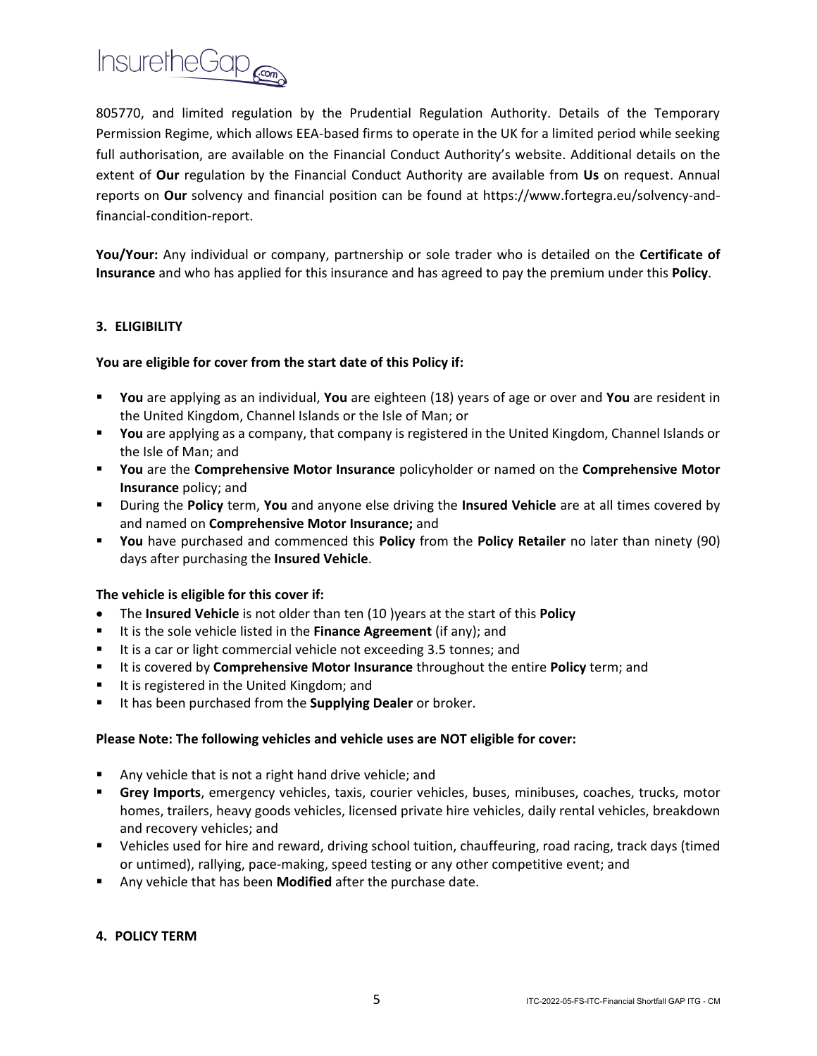805770, and limited regulation by the Prudential Regulation Authority. Details of the Temporary Permission Regime, which allows EEA-based firms to operate in the UK for a limited period while seeking full authorisation, are available on the Financial Conduct Authority's website. Additional details on the extent of **Our** regulation by the Financial Conduct Authority are available from **Us** on request. Annual reports on **Our** solvency and financial position can be found at https://www.fortegra.eu/solvency-and-financial-condition-report.

**You/Your:** Any individual or company, partnership or sole trader who is detailed on the **Certificate of Insurance** and who has applied for this insurance and has agreed to pay the premium under this **Policy**.

## 3. ELIGIBILITY

**You are eligible for cover from the start date of this Policy if:**

- **You** are applying as an individual, **You** are eighteen (18) years of age or over and **You** are resident in the United Kingdom, Channel Islands or the Isle of Man; or
- **You** are applying as a company, that company is registered in the United Kingdom, Channel Islands or the Isle of Man; and
- **You** are the **Comprehensive Motor Insurance** policyholder or named on the **Comprehensive Motor Insurance** policy; and
- During the **Policy** term, **You** and anyone else driving the **Insured Vehicle** are at all times covered by and named on **Comprehensive Motor Insurance;** and
- **You** have purchased and commenced this **Policy** from the **Policy Retailer** no later than ninety (90) days after purchasing the **Insured Vehicle**.

**The vehicle is eligible for this cover if:**

- The **Insured Vehicle** is not older than ten (10 )years at the start of this **Policy**
- It is the sole vehicle listed in the **Finance Agreement** (if any); and
- It is a car or light commercial vehicle not exceeding 3.5 tonnes; and
- It is covered by **Comprehensive Motor Insurance** throughout the entire **Policy** term; and
- It is registered in the United Kingdom; and
- It has been purchased from the **Supplying Dealer** or broker.

**Please Note: The following vehicles and vehicle uses are NOT eligible for cover:**

- Any vehicle that is not a right hand drive vehicle; and
- **Grey Imports**, emergency vehicles, taxis, courier vehicles, buses, minibuses, coaches, trucks, motor homes, trailers, heavy goods vehicles, licensed private hire vehicles, daily rental vehicles, breakdown and recovery vehicles; and
- Vehicles used for hire and reward, driving school tuition, chauffeuring, road racing, track days (timed or untimed), rallying, pace-making, speed testing or any other competitive event; and
- Any vehicle that has been **Modified** after the purchase date.

## 4. POLICY TERM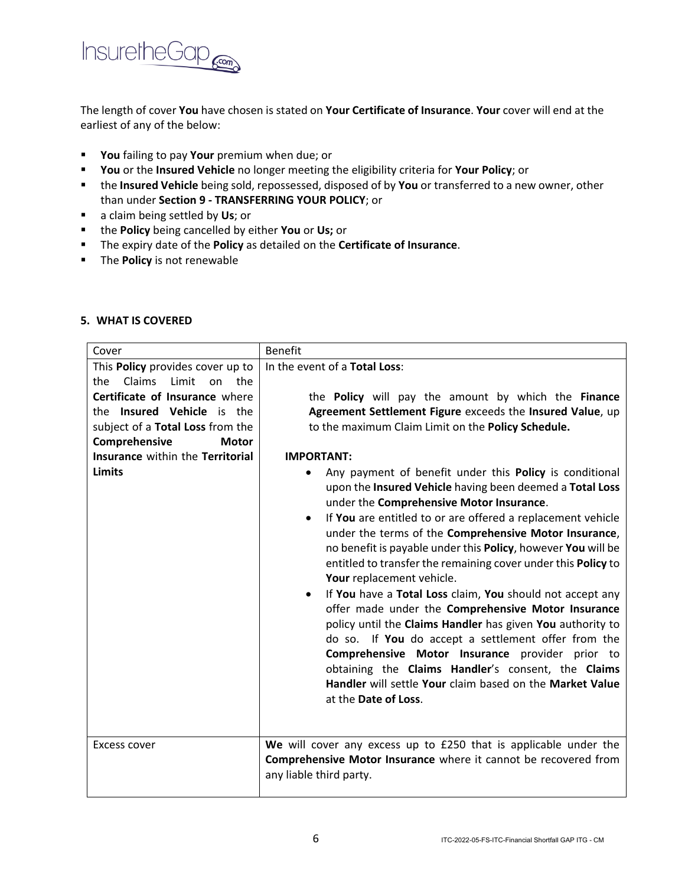The length of cover **You** have chosen is stated on **Your Certificate of Insurance**. **Your** cover will end at the earliest of any of the below:

- **You** failing to pay **Your** premium when due; or
- **You** or the **Insured Vehicle** no longer meeting the eligibility criteria for **Your Policy**; or
- the **Insured Vehicle** being sold, repossessed, disposed of by **You** or transferred to a new owner, other than under **Section 9 - TRANSFERRING YOUR POLICY**; or
- a claim being settled by **Us**; or
- the **Policy** being cancelled by either **You** or **Us;** or
- The expiry date of the **Policy** as detailed on the **Certificate of Insurance**.
- The **Policy** is not renewable

## 5. WHAT IS COVERED

| Cover | Benefit |
| --- | --- |
| This **Policy** provides cover up to the Claims Limit on the **Certificate of Insurance** where the **Insured Vehicle** is the subject of a **Total Loss** from the **Comprehensive Motor Insurance** within the **Territorial Limits** | In the event of a **Total Loss**:<br><br>the **Policy** will pay the amount by which the **Finance Agreement Settlement Figure** exceeds the **Insured Value**, up to the maximum Claim Limit on the **Policy Schedule.**<br><br>**IMPORTANT:**<br>• Any payment of benefit under this **Policy** is conditional upon the **Insured Vehicle** having been deemed a **Total Loss** under the **Comprehensive Motor Insurance**.<br>• If **You** are entitled to or are offered a replacement vehicle under the terms of the **Comprehensive Motor Insurance**, no benefit is payable under this **Policy**, however **You** will be entitled to transfer the remaining cover under this **Policy** to **Your** replacement vehicle.<br>• If **You** have a **Total Loss** claim, **You** should not accept any offer made under the **Comprehensive Motor Insurance** policy until the **Claims Handler** has given **You** authority to do so. If **You** do accept a settlement offer from the **Comprehensive Motor Insurance** provider prior to obtaining the **Claims Handler**'s consent, the **Claims Handler** will settle **Your** claim based on the **Market Value** at the **Date of Loss**. |
| Excess cover | **We** will cover any excess up to £250 that is applicable under the **Comprehensive Motor Insurance** where it cannot be recovered from any liable third party. |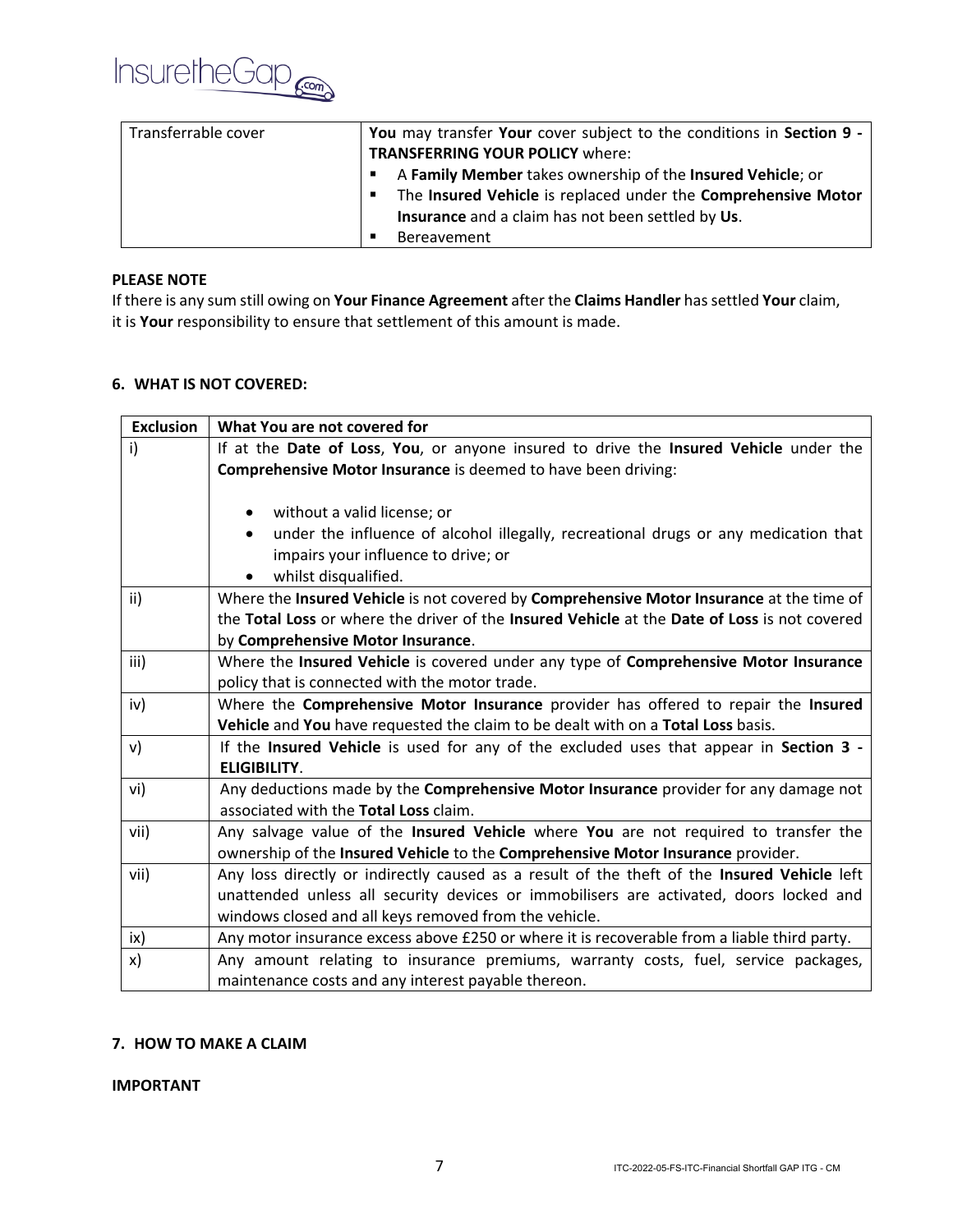| Transferrable cover | **You** may transfer **Your** cover subject to the conditions in **Section 9 - TRANSFERRING YOUR POLICY** where:<br>▪ A **Family Member** takes ownership of the **Insured Vehicle**; or<br>▪ The **Insured Vehicle** is replaced under the **Comprehensive Motor Insurance** and a claim has not been settled by **Us**.<br>▪ Bereavement |
|---|---|

**PLEASE NOTE**

If there is any sum still owing on **Your Finance Agreement** after the **Claims Handler** has settled **Your** claim, it is **Your** responsibility to ensure that settlement of this amount is made.

## 6. WHAT IS NOT COVERED:

| Exclusion | What You are not covered for |
|---|---|
| i) | If at the **Date of Loss**, **You**, or anyone insured to drive the **Insured Vehicle** under the **Comprehensive Motor Insurance** is deemed to have been driving:<br><br>• without a valid license; or<br>• under the influence of alcohol illegally, recreational drugs or any medication that impairs your influence to drive; or<br>• whilst disqualified. |
| ii) | Where the **Insured Vehicle** is not covered by **Comprehensive Motor Insurance** at the time of the **Total Loss** or where the driver of the **Insured Vehicle** at the **Date of Loss** is not covered by **Comprehensive Motor Insurance**. |
| iii) | Where the **Insured Vehicle** is covered under any type of **Comprehensive Motor Insurance** policy that is connected with the motor trade. |
| iv) | Where the **Comprehensive Motor Insurance** provider has offered to repair the **Insured Vehicle** and **You** have requested the claim to be dealt with on a **Total Loss** basis. |
| v) | If the **Insured Vehicle** is used for any of the excluded uses that appear in **Section 3 - ELIGIBILITY**. |
| vi) | Any deductions made by the **Comprehensive Motor Insurance** provider for any damage not associated with the **Total Loss** claim. |
| vii) | Any salvage value of the **Insured Vehicle** where **You** are not required to transfer the ownership of the **Insured Vehicle** to the **Comprehensive Motor Insurance** provider. |
| vii) | Any loss directly or indirectly caused as a result of the theft of the **Insured Vehicle** left unattended unless all security devices or immobilisers are activated, doors locked and windows closed and all keys removed from the vehicle. |
| ix) | Any motor insurance excess above £250 or where it is recoverable from a liable third party. |
| x) | Any amount relating to insurance premiums, warranty costs, fuel, service packages, maintenance costs and any interest payable thereon. |

## 7. HOW TO MAKE A CLAIM

**IMPORTANT**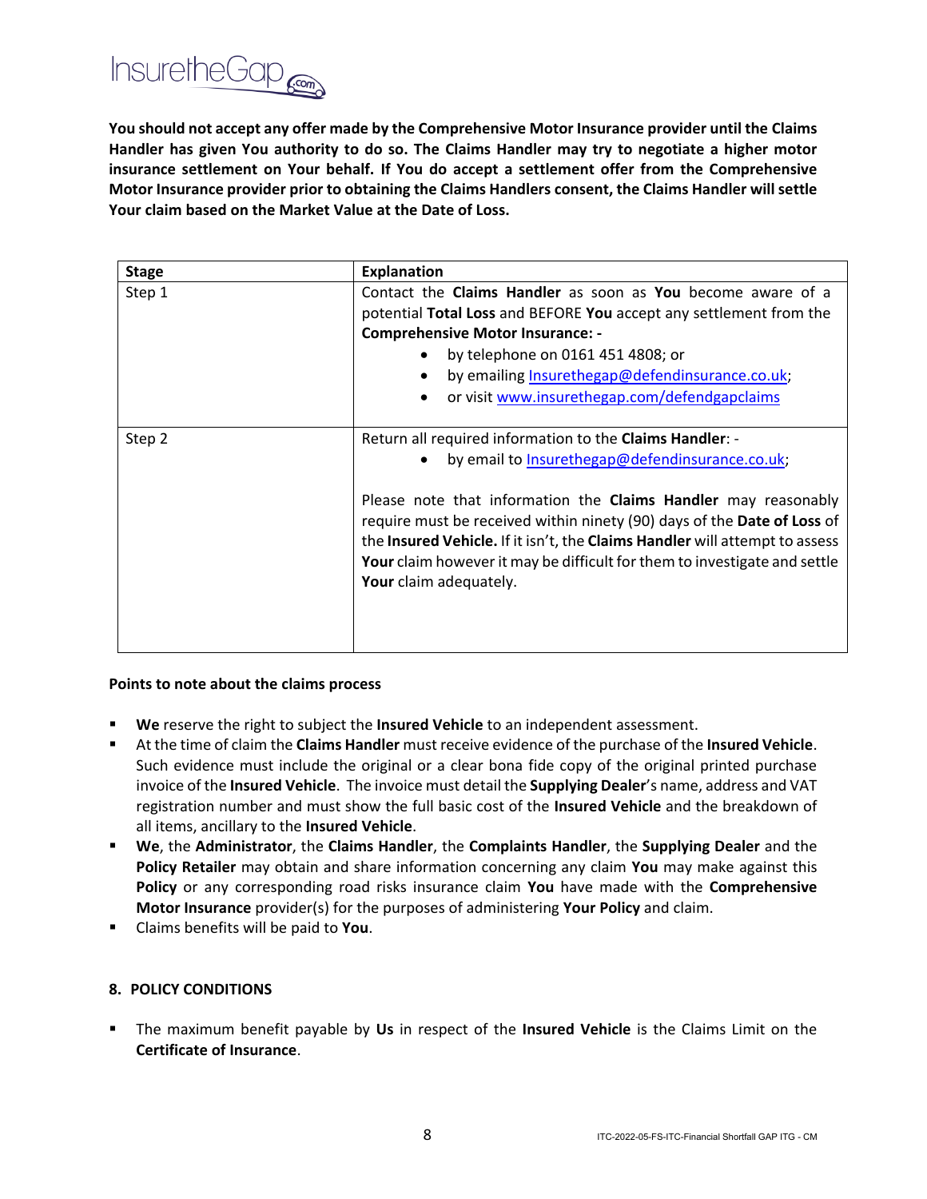**You should not accept any offer made by the Comprehensive Motor Insurance provider until the Claims Handler has given You authority to do so. The Claims Handler may try to negotiate a higher motor insurance settlement on Your behalf. If You do accept a settlement offer from the Comprehensive Motor Insurance provider prior to obtaining the Claims Handlers consent, the Claims Handler will settle Your claim based on the Market Value at the Date of Loss.**

| Stage | Explanation |
| --- | --- |
| Step 1 | Contact the **Claims Handler** as soon as **You** become aware of a potential **Total Loss** and BEFORE **You** accept any settlement from the **Comprehensive Motor Insurance: -**<br>• by telephone on 0161 451 4808; or<br>• by emailing Insurethegap@defendinsurance.co.uk;<br>• or visit www.insurethegap.com/defendgapclaims |
| Step 2 | Return all required information to the **Claims Handler**: -<br>• by email to Insurethegap@defendinsurance.co.uk;<br><br>Please note that information the **Claims Handler** may reasonably require must be received within ninety (90) days of the **Date of Loss** of the **Insured Vehicle.** If it isn't, the **Claims Handler** will attempt to assess **Your** claim however it may be difficult for them to investigate and settle **Your** claim adequately. |

**Points to note about the claims process**

- **We** reserve the right to subject the **Insured Vehicle** to an independent assessment.
- At the time of claim the **Claims Handler** must receive evidence of the purchase of the **Insured Vehicle**. Such evidence must include the original or a clear bona fide copy of the original printed purchase invoice of the **Insured Vehicle**. The invoice must detail the **Supplying Dealer**'s name, address and VAT registration number and must show the full basic cost of the **Insured Vehicle** and the breakdown of all items, ancillary to the **Insured Vehicle**.
- **We**, the **Administrator**, the **Claims Handler**, the **Complaints Handler**, the **Supplying Dealer** and the **Policy Retailer** may obtain and share information concerning any claim **You** may make against this **Policy** or any corresponding road risks insurance claim **You** have made with the **Comprehensive Motor Insurance** provider(s) for the purposes of administering **Your Policy** and claim.
- Claims benefits will be paid to **You**.

## 8. POLICY CONDITIONS

- The maximum benefit payable by **Us** in respect of the **Insured Vehicle** is the Claims Limit on the **Certificate of Insurance**.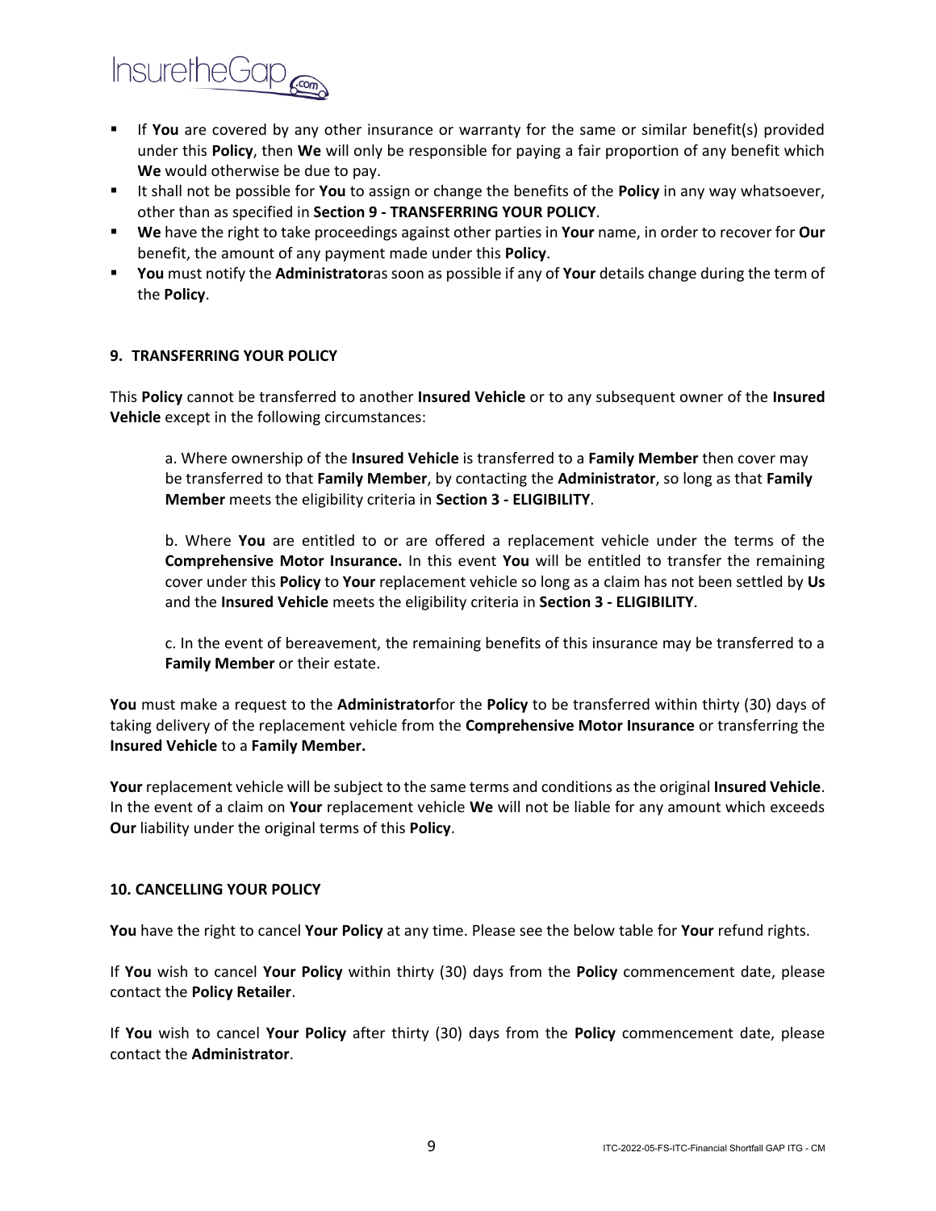- If **You** are covered by any other insurance or warranty for the same or similar benefit(s) provided under this **Policy**, then **We** will only be responsible for paying a fair proportion of any benefit which **We** would otherwise be due to pay.
- It shall not be possible for **You** to assign or change the benefits of the **Policy** in any way whatsoever, other than as specified in **Section 9 - TRANSFERRING YOUR POLICY**.
- **We** have the right to take proceedings against other parties in **Your** name, in order to recover for **Our** benefit, the amount of any payment made under this **Policy**.
- **You** must notify the **Administrator**as soon as possible if any of **Your** details change during the term of the **Policy**.

## 9. TRANSFERRING YOUR POLICY

This **Policy** cannot be transferred to another **Insured Vehicle** or to any subsequent owner of the **Insured Vehicle** except in the following circumstances:

a. Where ownership of the **Insured Vehicle** is transferred to a **Family Member** then cover may be transferred to that **Family Member**, by contacting the **Administrator**, so long as that **Family Member** meets the eligibility criteria in **Section 3 - ELIGIBILITY**.

b. Where **You** are entitled to or are offered a replacement vehicle under the terms of the **Comprehensive Motor Insurance.** In this event **You** will be entitled to transfer the remaining cover under this **Policy** to **Your** replacement vehicle so long as a claim has not been settled by **Us** and the **Insured Vehicle** meets the eligibility criteria in **Section 3 - ELIGIBILITY**.

c. In the event of bereavement, the remaining benefits of this insurance may be transferred to a **Family Member** or their estate.

**You** must make a request to the **Administrator**for the **Policy** to be transferred within thirty (30) days of taking delivery of the replacement vehicle from the **Comprehensive Motor Insurance** or transferring the **Insured Vehicle** to a **Family Member.**

**Your** replacement vehicle will be subject to the same terms and conditions as the original **Insured Vehicle**. In the event of a claim on **Your** replacement vehicle **We** will not be liable for any amount which exceeds **Our** liability under the original terms of this **Policy**.

## 10. CANCELLING YOUR POLICY

**You** have the right to cancel **Your Policy** at any time. Please see the below table for **Your** refund rights.

If **You** wish to cancel **Your Policy** within thirty (30) days from the **Policy** commencement date, please contact the **Policy Retailer**.

If **You** wish to cancel **Your Policy** after thirty (30) days from the **Policy** commencement date, please contact the **Administrator**.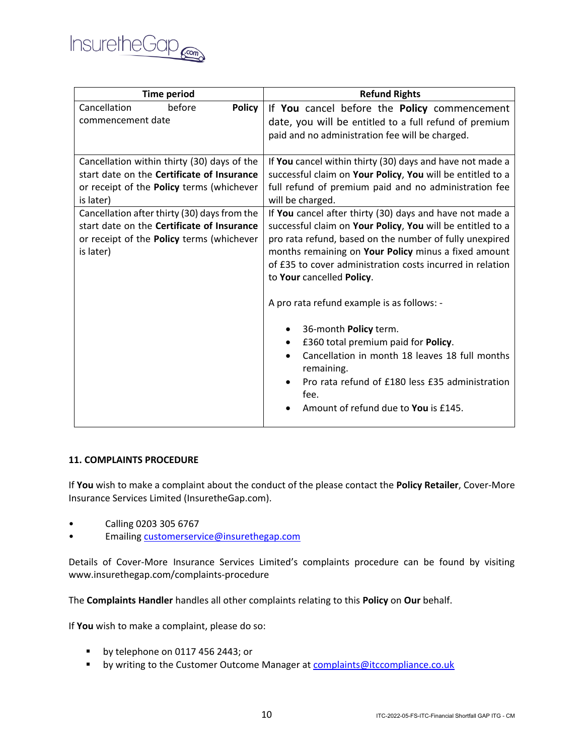| Time period | Refund Rights |
| --- | --- |
| Cancellation before **Policy** commencement date | If **You** cancel before the **Policy** commencement date, you will be entitled to a full refund of premium paid and no administration fee will be charged. |
| Cancellation within thirty (30) days of the start date on the **Certificate of Insurance** or receipt of the **Policy** terms (whichever is later) | If **You** cancel within thirty (30) days and have not made a successful claim on **Your Policy**, **You** will be entitled to a full refund of premium paid and no administration fee will be charged. |
| Cancellation after thirty (30) days from the start date on the **Certificate of Insurance** or receipt of the **Policy** terms (whichever is later) | If **You** cancel after thirty (30) days and have not made a successful claim on **Your Policy**, **You** will be entitled to a pro rata refund, based on the number of fully unexpired months remaining on **Your Policy** minus a fixed amount of £35 to cover administration costs incurred in relation to **Your** cancelled **Policy**.<br><br>A pro rata refund example is as follows: -<br><br>• 36-month **Policy** term.<br>• £360 total premium paid for **Policy**.<br>• Cancellation in month 18 leaves 18 full months remaining.<br>• Pro rata refund of £180 less £35 administration fee.<br>• Amount of refund due to **You** is £145. |

**11. COMPLAINTS PROCEDURE**

If **You** wish to make a complaint about the conduct of the please contact the **Policy Retailer**, Cover-More Insurance Services Limited (InsuretheGap.com).

- Calling 0203 305 6767
- Emailing customerservice@insurethegap.com

Details of Cover-More Insurance Services Limited's complaints procedure can be found by visiting www.insurethegap.com/complaints-procedure

The **Complaints Handler** handles all other complaints relating to this **Policy** on **Our** behalf.

If **You** wish to make a complaint, please do so:

- by telephone on 0117 456 2443; or
- by writing to the Customer Outcome Manager at complaints@itccompliance.co.uk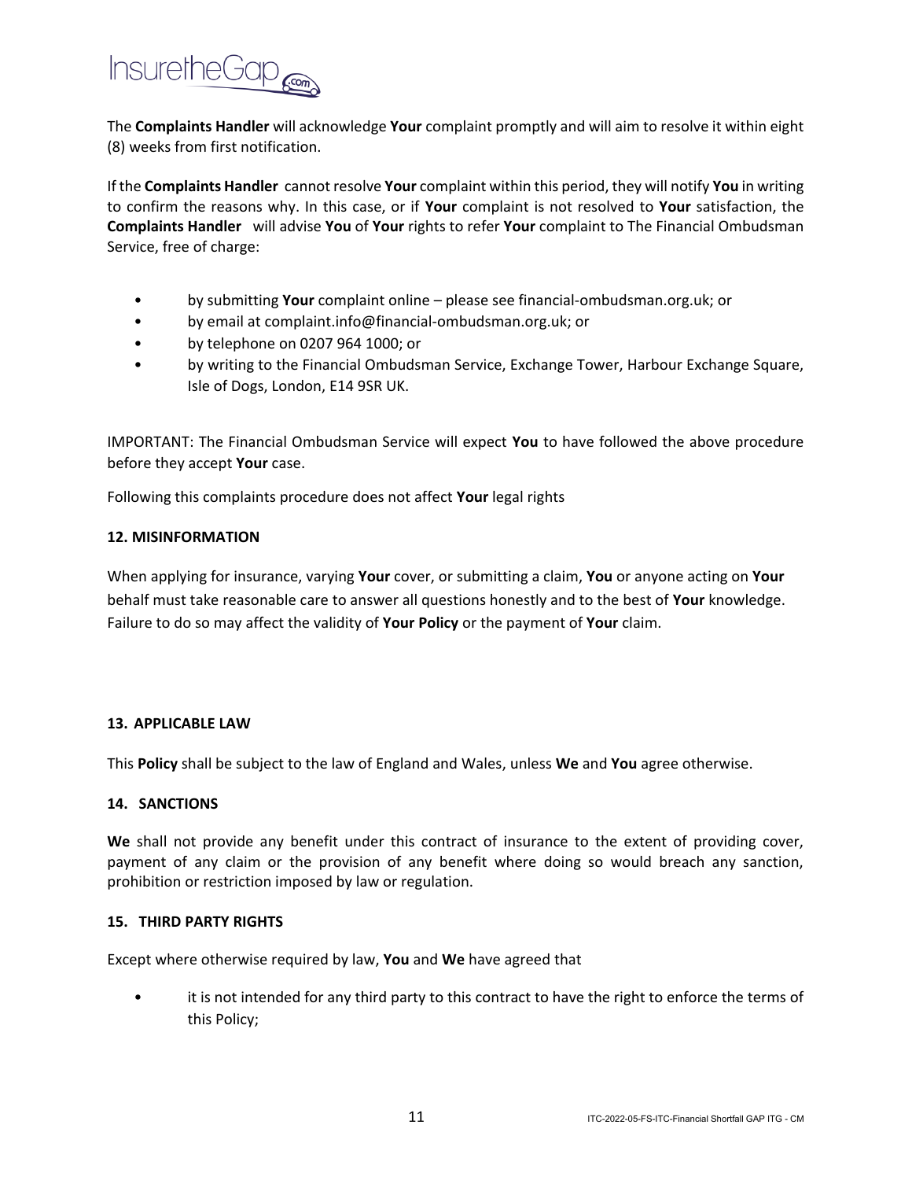The **Complaints Handler** will acknowledge **Your** complaint promptly and will aim to resolve it within eight (8) weeks from first notification.

If the **Complaints Handler** cannot resolve **Your** complaint within this period, they will notify **You** in writing to confirm the reasons why. In this case, or if **Your** complaint is not resolved to **Your** satisfaction, the **Complaints Handler** will advise **You** of **Your** rights to refer **Your** complaint to The Financial Ombudsman Service, free of charge:

- by submitting **Your** complaint online – please see financial-ombudsman.org.uk; or
- by email at complaint.info@financial-ombudsman.org.uk; or
- by telephone on 0207 964 1000; or
- by writing to the Financial Ombudsman Service, Exchange Tower, Harbour Exchange Square, Isle of Dogs, London, E14 9SR UK.

IMPORTANT: The Financial Ombudsman Service will expect **You** to have followed the above procedure before they accept **Your** case.

Following this complaints procedure does not affect **Your** legal rights

**12. MISINFORMATION**

When applying for insurance, varying **Your** cover, or submitting a claim, **You** or anyone acting on **Your** behalf must take reasonable care to answer all questions honestly and to the best of **Your** knowledge. Failure to do so may affect the validity of **Your Policy** or the payment of **Your** claim.

**13. APPLICABLE LAW**

This **Policy** shall be subject to the law of England and Wales, unless **We** and **You** agree otherwise.

**14. SANCTIONS**

**We** shall not provide any benefit under this contract of insurance to the extent of providing cover, payment of any claim or the provision of any benefit where doing so would breach any sanction, prohibition or restriction imposed by law or regulation.

**15. THIRD PARTY RIGHTS**

Except where otherwise required by law, **You** and **We** have agreed that

- it is not intended for any third party to this contract to have the right to enforce the terms of this Policy;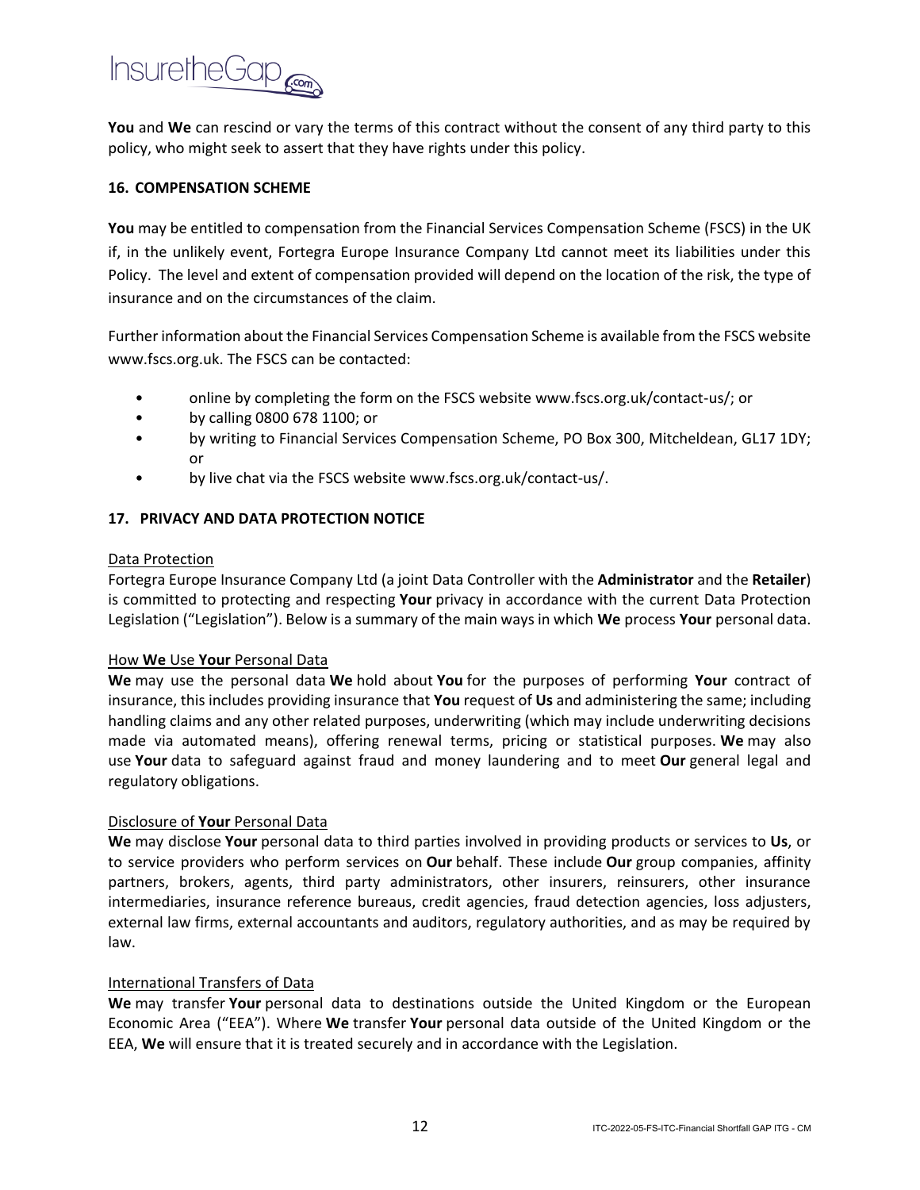**You** and **We** can rescind or vary the terms of this contract without the consent of any third party to this policy, who might seek to assert that they have rights under this policy.

### 16. COMPENSATION SCHEME

**You** may be entitled to compensation from the Financial Services Compensation Scheme (FSCS) in the UK if, in the unlikely event, Fortegra Europe Insurance Company Ltd cannot meet its liabilities under this Policy. The level and extent of compensation provided will depend on the location of the risk, the type of insurance and on the circumstances of the claim.

Further information about the Financial Services Compensation Scheme is available from the FSCS website www.fscs.org.uk. The FSCS can be contacted:

- online by completing the form on the FSCS website www.fscs.org.uk/contact-us/; or
- by calling 0800 678 1100; or
- by writing to Financial Services Compensation Scheme, PO Box 300, Mitcheldean, GL17 1DY; or
- by live chat via the FSCS website www.fscs.org.uk/contact-us/.

### 17. PRIVACY AND DATA PROTECTION NOTICE

Data Protection

Fortegra Europe Insurance Company Ltd (a joint Data Controller with the **Administrator** and the **Retailer**) is committed to protecting and respecting **Your** privacy in accordance with the current Data Protection Legislation ("Legislation"). Below is a summary of the main ways in which **We** process **Your** personal data.

How **We** Use **Your** Personal Data

**We** may use the personal data **We** hold about **You** for the purposes of performing **Your** contract of insurance, this includes providing insurance that **You** request of **Us** and administering the same; including handling claims and any other related purposes, underwriting (which may include underwriting decisions made via automated means), offering renewal terms, pricing or statistical purposes. **We** may also use **Your** data to safeguard against fraud and money laundering and to meet **Our** general legal and regulatory obligations.

Disclosure of **Your** Personal Data

**We** may disclose **Your** personal data to third parties involved in providing products or services to **Us**, or to service providers who perform services on **Our** behalf. These include **Our** group companies, affinity partners, brokers, agents, third party administrators, other insurers, reinsurers, other insurance intermediaries, insurance reference bureaus, credit agencies, fraud detection agencies, loss adjusters, external law firms, external accountants and auditors, regulatory authorities, and as may be required by law.

International Transfers of Data

**We** may transfer **Your** personal data to destinations outside the United Kingdom or the European Economic Area ("EEA"). Where **We** transfer **Your** personal data outside of the United Kingdom or the EEA, **We** will ensure that it is treated securely and in accordance with the Legislation.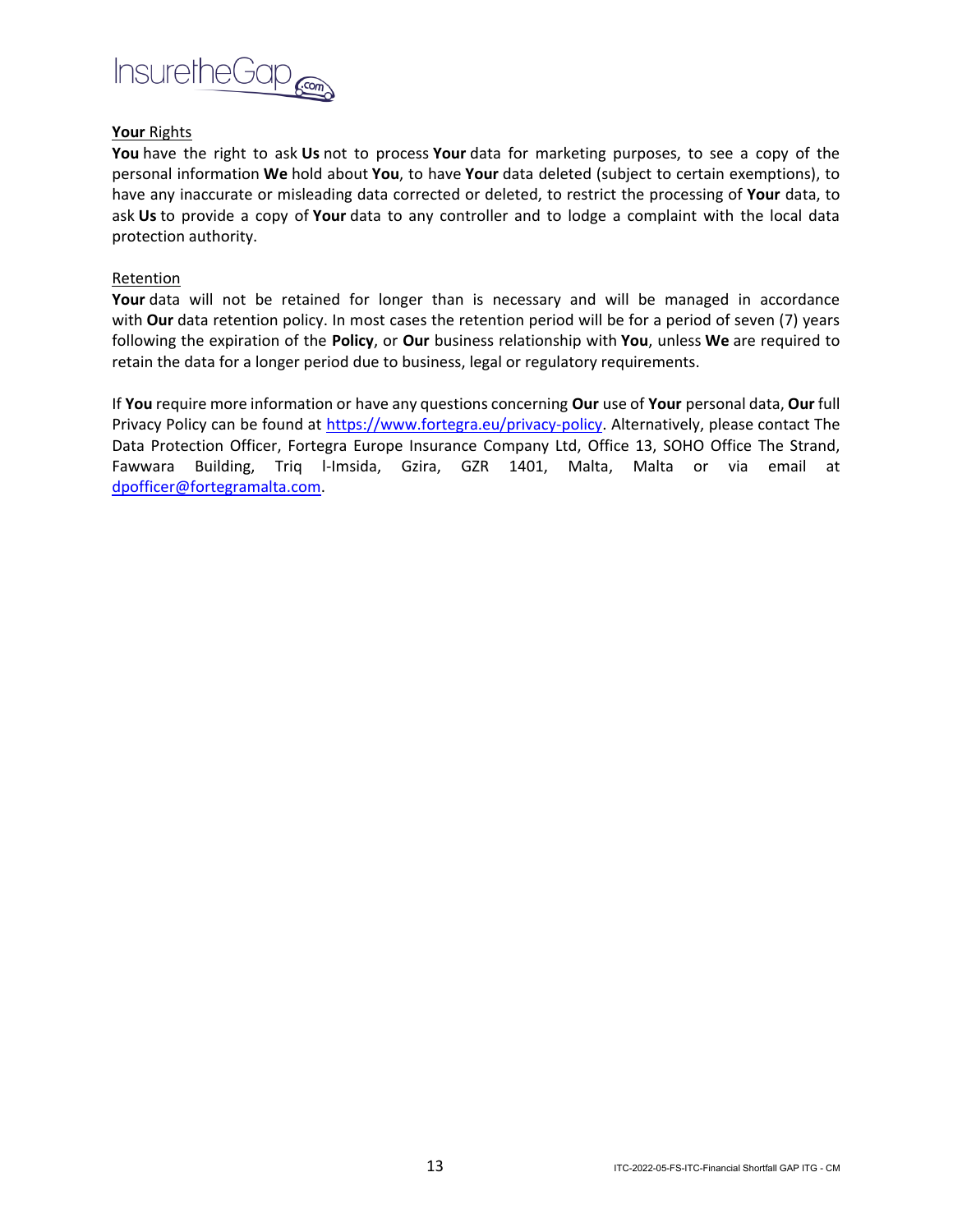**Your** Rights

**You** have the right to ask **Us** not to process **Your** data for marketing purposes, to see a copy of the personal information **We** hold about **You**, to have **Your** data deleted (subject to certain exemptions), to have any inaccurate or misleading data corrected or deleted, to restrict the processing of **Your** data, to ask **Us** to provide a copy of **Your** data to any controller and to lodge a complaint with the local data protection authority.

Retention

**Your** data will not be retained for longer than is necessary and will be managed in accordance with **Our** data retention policy. In most cases the retention period will be for a period of seven (7) years following the expiration of the **Policy**, or **Our** business relationship with **You**, unless **We** are required to retain the data for a longer period due to business, legal or regulatory requirements.

If **You** require more information or have any questions concerning **Our** use of **Your** personal data, **Our** full Privacy Policy can be found at https://www.fortegra.eu/privacy-policy. Alternatively, please contact The Data Protection Officer, Fortegra Europe Insurance Company Ltd, Office 13, SOHO Office The Strand, Fawwara Building, Triq l-Imsida, Gzira, GZR 1401, Malta, Malta or via email at dpofficer@fortegramalta.com.